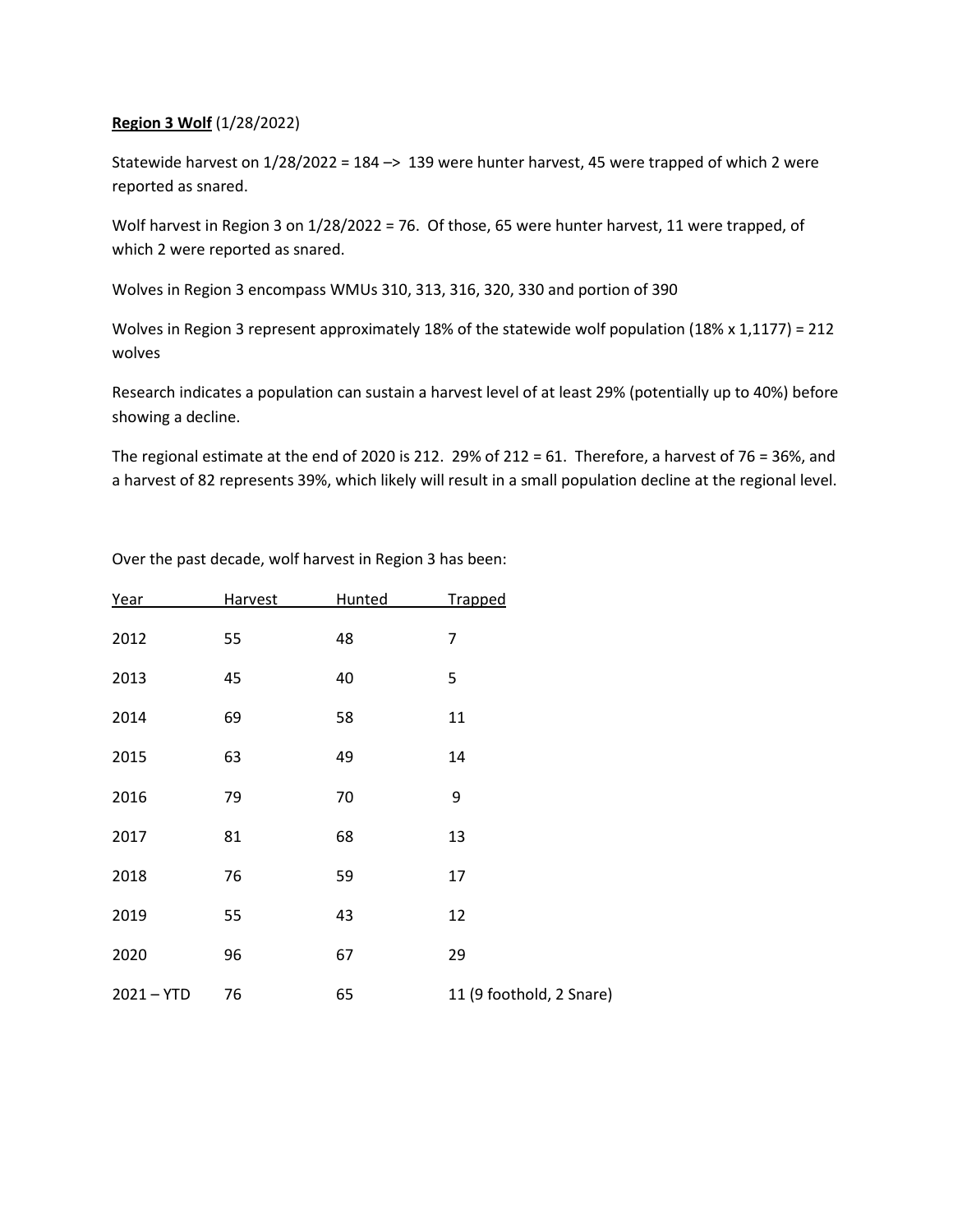**Region 3 Wolf** (1/28/2022)

Statewide harvest on 1/28/2022 = 184 –> 139 were hunter harvest, 45 were trapped of which 2 were reported as snared.

Wolf harvest in Region 3 on 1/28/2022 = 76. Of those, 65 were hunter harvest, 11 were trapped, of which 2 were reported as snared.

Wolves in Region 3 encompass WMUs 310, 313, 316, 320, 330 and portion of 390

Wolves in Region 3 represent approximately 18% of the statewide wolf population (18% x 1,1177) = 212 wolves

Research indicates a population can sustain a harvest level of at least 29% (potentially up to 40%) before showing a decline.

The regional estimate at the end of 2020 is 212. 29% of 212 = 61. Therefore, a harvest of 76 = 36%, and a harvest of 82 represents 39%, which likely will result in a small population decline at the regional level.

Over the past decade, wolf harvest in Region 3 has been:

| Year | Harvest | Hunted | Trapped |
|---|---|---|---|
| 2012 | 55 | 48 | 7 |
| 2013 | 45 | 40 | 5 |
| 2014 | 69 | 58 | 11 |
| 2015 | 63 | 49 | 14 |
| 2016 | 79 | 70 | 9 |
| 2017 | 81 | 68 | 13 |
| 2018 | 76 | 59 | 17 |
| 2019 | 55 | 43 | 12 |
| 2020 | 96 | 67 | 29 |
| 2021 – YTD | 76 | 65 | 11 (9 foothold, 2 Snare) |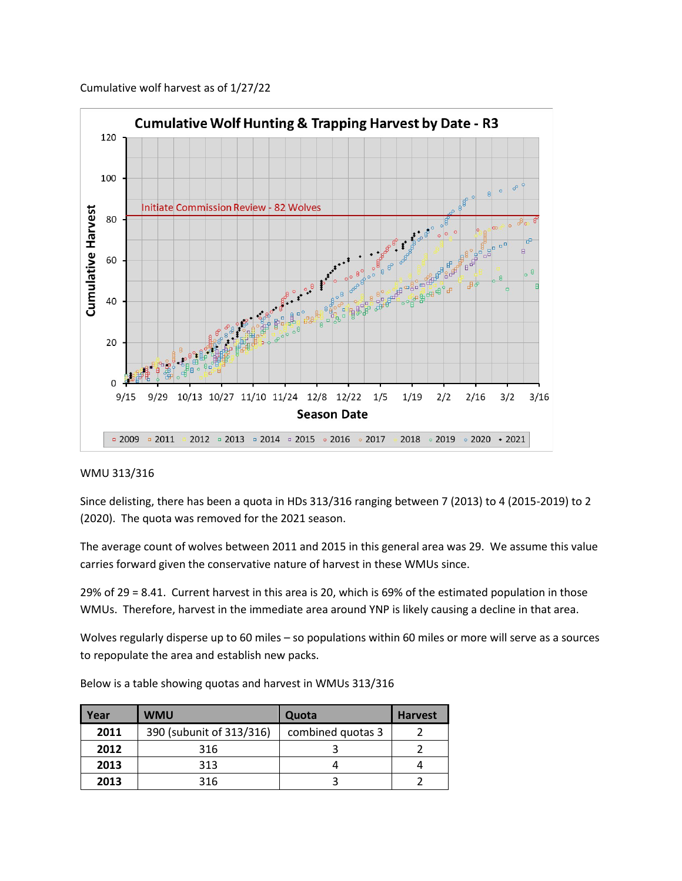Cumulative wolf harvest as of 1/27/22

WMU 313/316

Since delisting, there has been a quota in HDs 313/316 ranging between 7 (2013) to 4 (2015-2019) to 2 (2020). The quota was removed for the 2021 season.

The average count of wolves between 2011 and 2015 in this general area was 29. We assume this value carries forward given the conservative nature of harvest in these WMUs since.

29% of 29 = 8.41. Current harvest in this area is 20, which is 69% of the estimated population in those WMUs. Therefore, harvest in the immediate area around YNP is likely causing a decline in that area.

Wolves regularly disperse up to 60 miles – so populations within 60 miles or more will serve as a sources to repopulate the area and establish new packs.

Below is a table showing quotas and harvest in WMUs 313/316

| Year | WMU | Quota | Harvest |
|---|---|---|---|
| **2011** | 390 (subunit of 313/316) | combined quotas 3 | 2 |
| **2012** | 316 | 3 | 2 |
| **2013** | 313 | 4 | 4 |
| **2013** | 316 | 3 | 2 |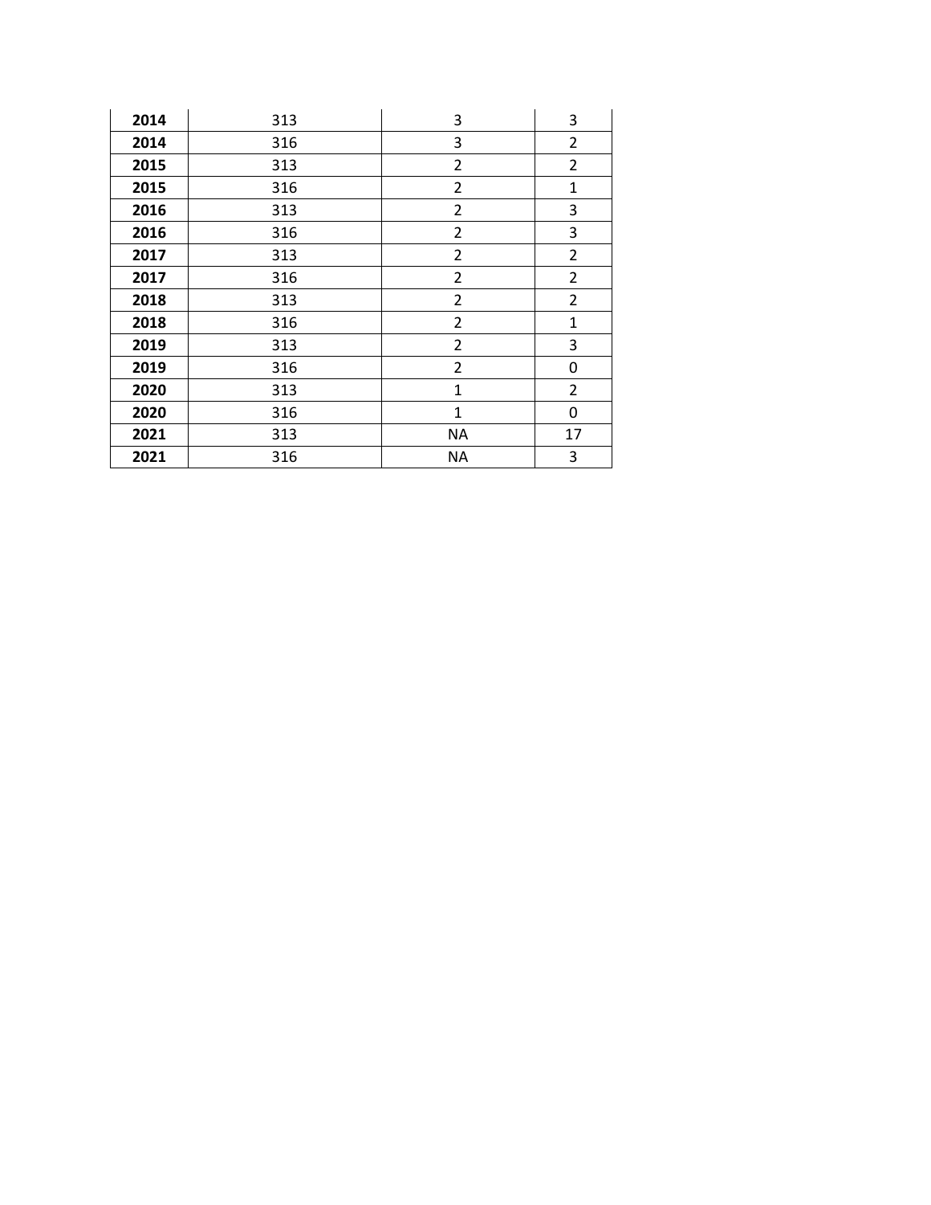| | | | |
|---|---|---|---|
| **2014** | 313 | 3 | 3 |
| **2014** | 316 | 3 | 2 |
| **2015** | 313 | 2 | 2 |
| **2015** | 316 | 2 | 1 |
| **2016** | 313 | 2 | 3 |
| **2016** | 316 | 2 | 3 |
| **2017** | 313 | 2 | 2 |
| **2017** | 316 | 2 | 2 |
| **2018** | 313 | 2 | 2 |
| **2018** | 316 | 2 | 1 |
| **2019** | 313 | 2 | 3 |
| **2019** | 316 | 2 | 0 |
| **2020** | 313 | 1 | 2 |
| **2020** | 316 | 1 | 0 |
| **2021** | 313 | NA | 17 |
| **2021** | 316 | NA | 3 |